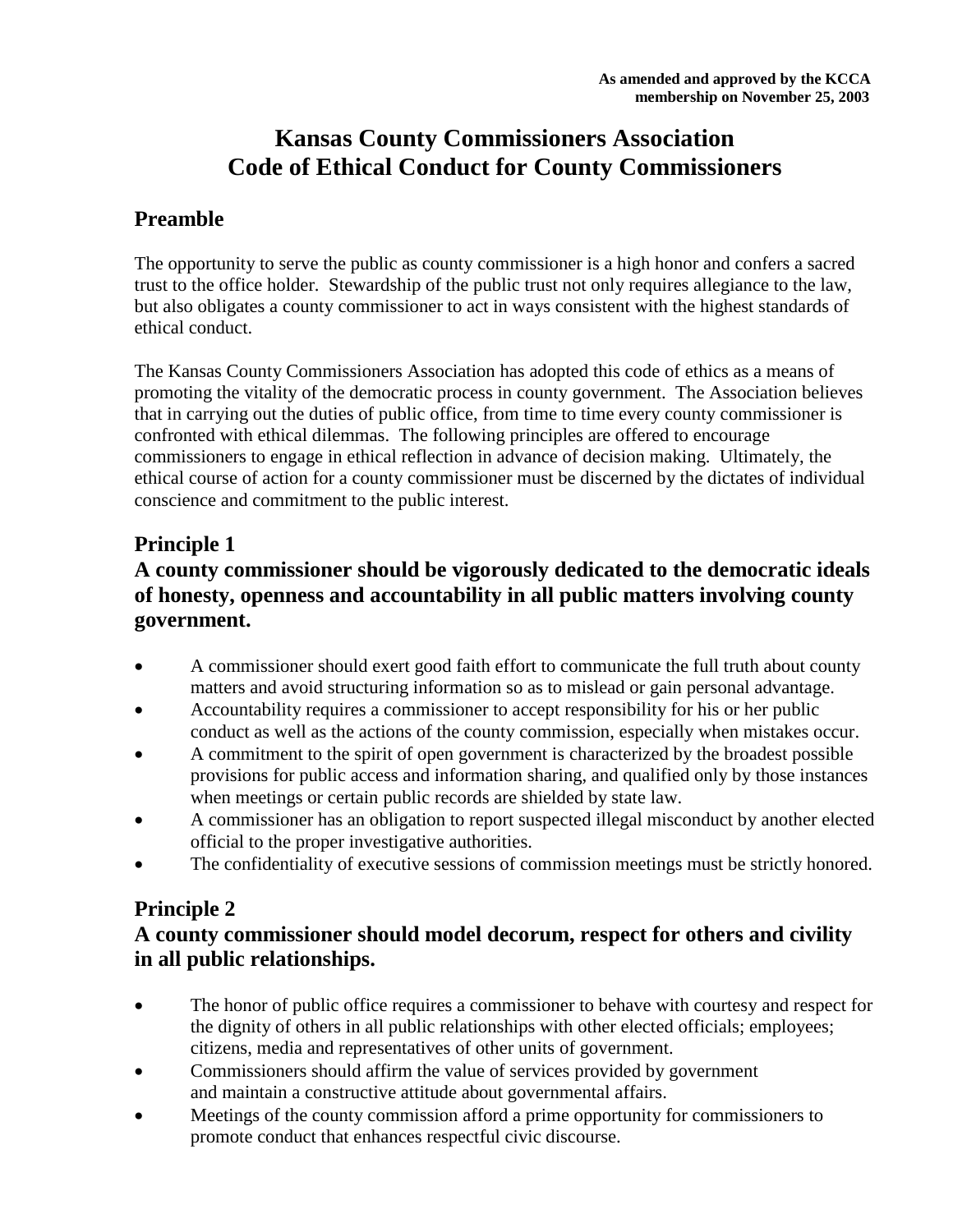**As amended and approved by the KCCA membership on November 25, 2003**

# Kansas County Commissioners Association Code of Ethical Conduct for County Commissioners

## Preamble

The opportunity to serve the public as county commissioner is a high honor and confers a sacred trust to the office holder. Stewardship of the public trust not only requires allegiance to the law, but also obligates a county commissioner to act in ways consistent with the highest standards of ethical conduct.

The Kansas County Commissioners Association has adopted this code of ethics as a means of promoting the vitality of the democratic process in county government. The Association believes that in carrying out the duties of public office, from time to time every county commissioner is confronted with ethical dilemmas. The following principles are offered to encourage commissioners to engage in ethical reflection in advance of decision making. Ultimately, the ethical course of action for a county commissioner must be discerned by the dictates of individual conscience and commitment to the public interest.

## Principle 1

### A county commissioner should be vigorously dedicated to the democratic ideals of honesty, openness and accountability in all public matters involving county government.

- A commissioner should exert good faith effort to communicate the full truth about county matters and avoid structuring information so as to mislead or gain personal advantage.
- Accountability requires a commissioner to accept responsibility for his or her public conduct as well as the actions of the county commission, especially when mistakes occur.
- A commitment to the spirit of open government is characterized by the broadest possible provisions for public access and information sharing, and qualified only by those instances when meetings or certain public records are shielded by state law.
- A commissioner has an obligation to report suspected illegal misconduct by another elected official to the proper investigative authorities.
- The confidentiality of executive sessions of commission meetings must be strictly honored.

## Principle 2

### A county commissioner should model decorum, respect for others and civility in all public relationships.

- The honor of public office requires a commissioner to behave with courtesy and respect for the dignity of others in all public relationships with other elected officials; employees; citizens, media and representatives of other units of government.
- Commissioners should affirm the value of services provided by government and maintain a constructive attitude about governmental affairs.
- Meetings of the county commission afford a prime opportunity for commissioners to promote conduct that enhances respectful civic discourse.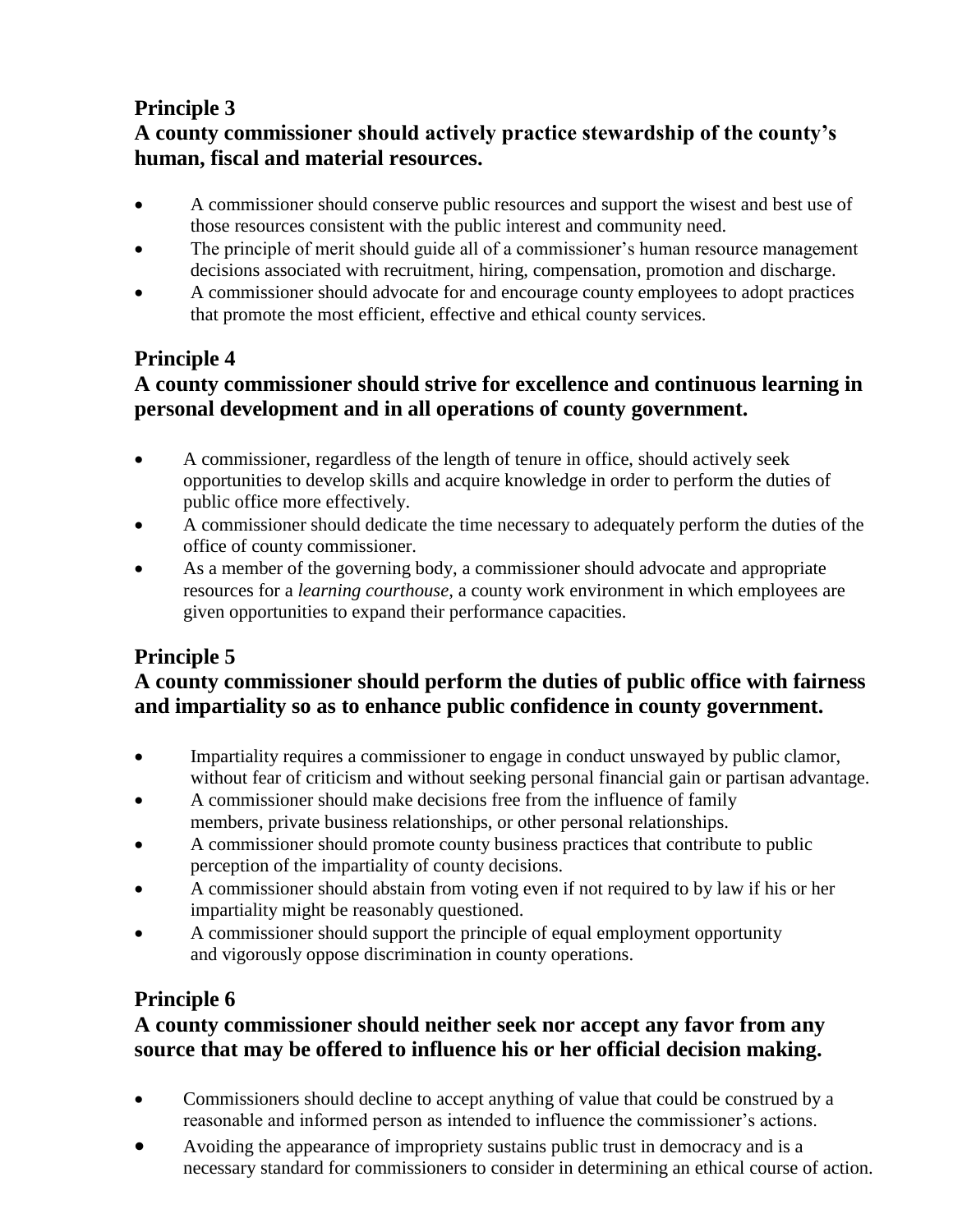## Principle 3

### A county commissioner should actively practice stewardship of the county's human, fiscal and material resources.

- A commissioner should conserve public resources and support the wisest and best use of those resources consistent with the public interest and community need.
- The principle of merit should guide all of a commissioner's human resource management decisions associated with recruitment, hiring, compensation, promotion and discharge.
- A commissioner should advocate for and encourage county employees to adopt practices that promote the most efficient, effective and ethical county services.

## Principle 4

### A county commissioner should strive for excellence and continuous learning in personal development and in all operations of county government.

- A commissioner, regardless of the length of tenure in office, should actively seek opportunities to develop skills and acquire knowledge in order to perform the duties of public office more effectively.
- A commissioner should dedicate the time necessary to adequately perform the duties of the office of county commissioner.
- As a member of the governing body, a commissioner should advocate and appropriate resources for a *learning courthouse*, a county work environment in which employees are given opportunities to expand their performance capacities.

## Principle 5

### A county commissioner should perform the duties of public office with fairness and impartiality so as to enhance public confidence in county government.

- Impartiality requires a commissioner to engage in conduct unswayed by public clamor, without fear of criticism and without seeking personal financial gain or partisan advantage.
- A commissioner should make decisions free from the influence of family members, private business relationships, or other personal relationships.
- A commissioner should promote county business practices that contribute to public perception of the impartiality of county decisions.
- A commissioner should abstain from voting even if not required to by law if his or her impartiality might be reasonably questioned.
- A commissioner should support the principle of equal employment opportunity and vigorously oppose discrimination in county operations.

## Principle 6

### A county commissioner should neither seek nor accept any favor from any source that may be offered to influence his or her official decision making.

- Commissioners should decline to accept anything of value that could be construed by a reasonable and informed person as intended to influence the commissioner's actions.
- Avoiding the appearance of impropriety sustains public trust in democracy and is a necessary standard for commissioners to consider in determining an ethical course of action.